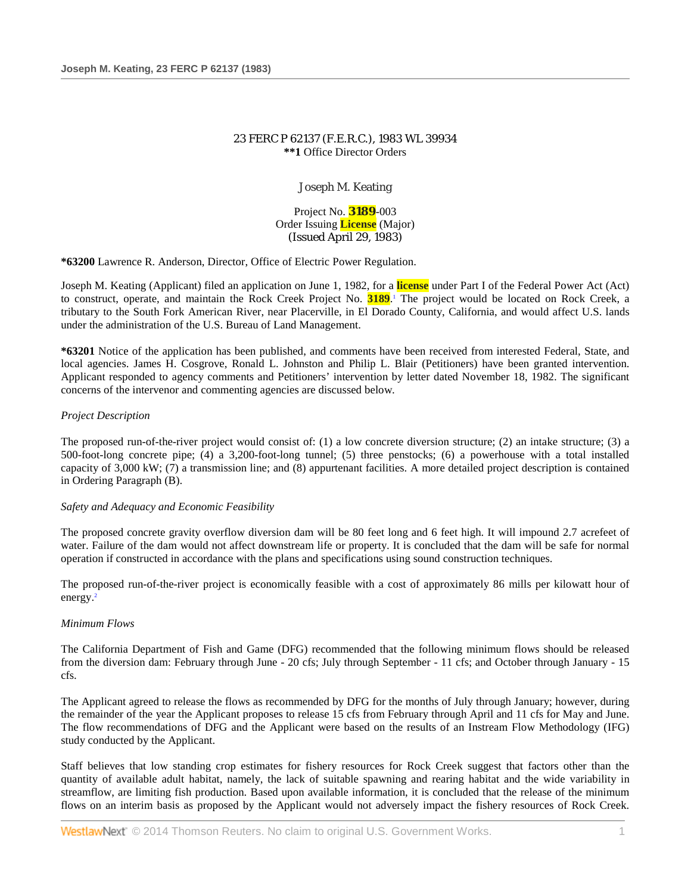23 FERC P 62137 (F.E.R.C.), 1983 WL 39934
**\*\*1** Office Director Orders

Joseph M. Keating

Project No. **3189**-003
Order Issuing **License** (Major)
(Issued April 29, 1983)

**\*63200** Lawrence R. Anderson, Director, Office of Electric Power Regulation.

Joseph M. Keating (Applicant) filed an application on June 1, 1982, for a **license** under Part I of the Federal Power Act (Act) to construct, operate, and maintain the Rock Creek Project No. **3189**.[1] The project would be located on Rock Creek, a tributary to the South Fork American River, near Placerville, in El Dorado County, California, and would affect U.S. lands under the administration of the U.S. Bureau of Land Management.

**\*63201** Notice of the application has been published, and comments have been received from interested Federal, State, and local agencies. James H. Cosgrove, Ronald L. Johnston and Philip L. Blair (Petitioners) have been granted intervention. Applicant responded to agency comments and Petitioners' intervention by letter dated November 18, 1982. The significant concerns of the intervenor and commenting agencies are discussed below.

*Project Description*

The proposed run-of-the-river project would consist of: (1) a low concrete diversion structure; (2) an intake structure; (3) a 500-foot-long concrete pipe; (4) a 3,200-foot-long tunnel; (5) three penstocks; (6) a powerhouse with a total installed capacity of 3,000 kW; (7) a transmission line; and (8) appurtenant facilities. A more detailed project description is contained in Ordering Paragraph (B).

*Safety and Adequacy and Economic Feasibility*

The proposed concrete gravity overflow diversion dam will be 80 feet long and 6 feet high. It will impound 2.7 acrefeet of water. Failure of the dam would not affect downstream life or property. It is concluded that the dam will be safe for normal operation if constructed in accordance with the plans and specifications using sound construction techniques.

The proposed run-of-the-river project is economically feasible with a cost of approximately 86 mills per kilowatt hour of energy.[2]

*Minimum Flows*

The California Department of Fish and Game (DFG) recommended that the following minimum flows should be released from the diversion dam: February through June - 20 cfs; July through September - 11 cfs; and October through January - 15 cfs.

The Applicant agreed to release the flows as recommended by DFG for the months of July through January; however, during the remainder of the year the Applicant proposes to release 15 cfs from February through April and 11 cfs for May and June. The flow recommendations of DFG and the Applicant were based on the results of an Instream Flow Methodology (IFG) study conducted by the Applicant.

Staff believes that low standing crop estimates for fishery resources for Rock Creek suggest that factors other than the quantity of available adult habitat, namely, the lack of suitable spawning and rearing habitat and the wide variability in streamflow, are limiting fish production. Based upon available information, it is concluded that the release of the minimum flows on an interim basis as proposed by the Applicant would not adversely impact the fishery resources of Rock Creek.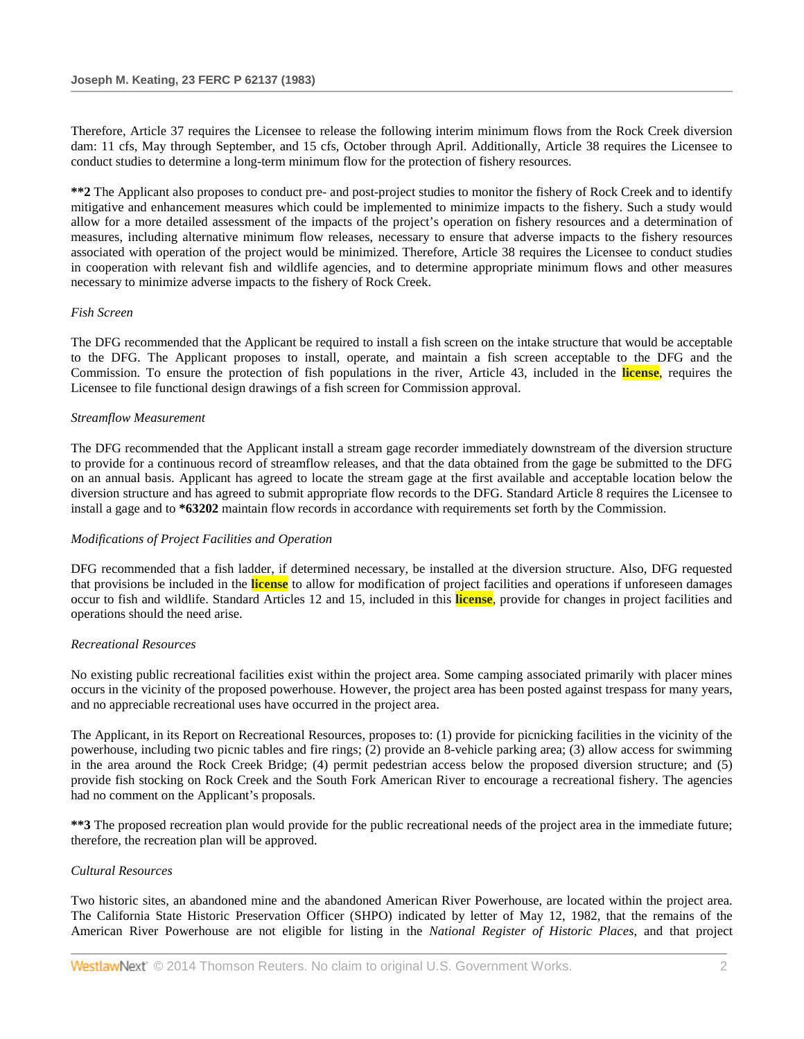Therefore, Article 37 requires the Licensee to release the following interim minimum flows from the Rock Creek diversion dam: 11 cfs, May through September, and 15 cfs, October through April. Additionally, Article 38 requires the Licensee to conduct studies to determine a long-term minimum flow for the protection of fishery resources.

**\*\*2** The Applicant also proposes to conduct pre- and post-project studies to monitor the fishery of Rock Creek and to identify mitigative and enhancement measures which could be implemented to minimize impacts to the fishery. Such a study would allow for a more detailed assessment of the impacts of the project's operation on fishery resources and a determination of measures, including alternative minimum flow releases, necessary to ensure that adverse impacts to the fishery resources associated with operation of the project would be minimized. Therefore, Article 38 requires the Licensee to conduct studies in cooperation with relevant fish and wildlife agencies, and to determine appropriate minimum flows and other measures necessary to minimize adverse impacts to the fishery of Rock Creek.

*Fish Screen*

The DFG recommended that the Applicant be required to install a fish screen on the intake structure that would be acceptable to the DFG. The Applicant proposes to install, operate, and maintain a fish screen acceptable to the DFG and the Commission. To ensure the protection of fish populations in the river, Article 43, included in the license, requires the Licensee to file functional design drawings of a fish screen for Commission approval.

*Streamflow Measurement*

The DFG recommended that the Applicant install a stream gage recorder immediately downstream of the diversion structure to provide for a continuous record of streamflow releases, and that the data obtained from the gage be submitted to the DFG on an annual basis. Applicant has agreed to locate the stream gage at the first available and acceptable location below the diversion structure and has agreed to submit appropriate flow records to the DFG. Standard Article 8 requires the Licensee to install a gage and to **\*63202** maintain flow records in accordance with requirements set forth by the Commission.

*Modifications of Project Facilities and Operation*

DFG recommended that a fish ladder, if determined necessary, be installed at the diversion structure. Also, DFG requested that provisions be included in the license to allow for modification of project facilities and operations if unforeseen damages occur to fish and wildlife. Standard Articles 12 and 15, included in this license, provide for changes in project facilities and operations should the need arise.

*Recreational Resources*

No existing public recreational facilities exist within the project area. Some camping associated primarily with placer mines occurs in the vicinity of the proposed powerhouse. However, the project area has been posted against trespass for many years, and no appreciable recreational uses have occurred in the project area.

The Applicant, in its Report on Recreational Resources, proposes to: (1) provide for picnicking facilities in the vicinity of the powerhouse, including two picnic tables and fire rings; (2) provide an 8-vehicle parking area; (3) allow access for swimming in the area around the Rock Creek Bridge; (4) permit pedestrian access below the proposed diversion structure; and (5) provide fish stocking on Rock Creek and the South Fork American River to encourage a recreational fishery. The agencies had no comment on the Applicant's proposals.

**\*\*3** The proposed recreation plan would provide for the public recreational needs of the project area in the immediate future; therefore, the recreation plan will be approved.

*Cultural Resources*

Two historic sites, an abandoned mine and the abandoned American River Powerhouse, are located within the project area. The California State Historic Preservation Officer (SHPO) indicated by letter of May 12, 1982, that the remains of the American River Powerhouse are not eligible for listing in the *National Register of Historic Places*, and that project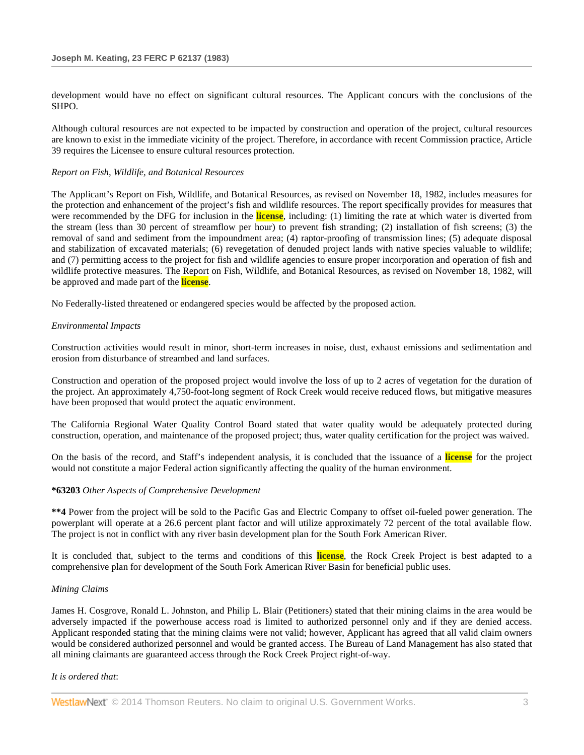development would have no effect on significant cultural resources. The Applicant concurs with the conclusions of the SHPO.

Although cultural resources are not expected to be impacted by construction and operation of the project, cultural resources are known to exist in the immediate vicinity of the project. Therefore, in accordance with recent Commission practice, Article 39 requires the Licensee to ensure cultural resources protection.

*Report on Fish, Wildlife, and Botanical Resources*

The Applicant's Report on Fish, Wildlife, and Botanical Resources, as revised on November 18, 1982, includes measures for the protection and enhancement of the project's fish and wildlife resources. The report specifically provides for measures that were recommended by the DFG for inclusion in the **license**, including: (1) limiting the rate at which water is diverted from the stream (less than 30 percent of streamflow per hour) to prevent fish stranding; (2) installation of fish screens; (3) the removal of sand and sediment from the impoundment area; (4) raptor-proofing of transmission lines; (5) adequate disposal and stabilization of excavated materials; (6) revegetation of denuded project lands with native species valuable to wildlife; and (7) permitting access to the project for fish and wildlife agencies to ensure proper incorporation and operation of fish and wildlife protective measures. The Report on Fish, Wildlife, and Botanical Resources, as revised on November 18, 1982, will be approved and made part of the **license**.

No Federally-listed threatened or endangered species would be affected by the proposed action.

*Environmental Impacts*

Construction activities would result in minor, short-term increases in noise, dust, exhaust emissions and sedimentation and erosion from disturbance of streambed and land surfaces.

Construction and operation of the proposed project would involve the loss of up to 2 acres of vegetation for the duration of the project. An approximately 4,750-foot-long segment of Rock Creek would receive reduced flows, but mitigative measures have been proposed that would protect the aquatic environment.

The California Regional Water Quality Control Board stated that water quality would be adequately protected during construction, operation, and maintenance of the proposed project; thus, water quality certification for the project was waived.

On the basis of the record, and Staff's independent analysis, it is concluded that the issuance of a **license** for the project would not constitute a major Federal action significantly affecting the quality of the human environment.

**\*63203** *Other Aspects of Comprehensive Development*

**\*\*4** Power from the project will be sold to the Pacific Gas and Electric Company to offset oil-fueled power generation. The powerplant will operate at a 26.6 percent plant factor and will utilize approximately 72 percent of the total available flow. The project is not in conflict with any river basin development plan for the South Fork American River.

It is concluded that, subject to the terms and conditions of this **license**, the Rock Creek Project is best adapted to a comprehensive plan for development of the South Fork American River Basin for beneficial public uses.

*Mining Claims*

James H. Cosgrove, Ronald L. Johnston, and Philip L. Blair (Petitioners) stated that their mining claims in the area would be adversely impacted if the powerhouse access road is limited to authorized personnel only and if they are denied access. Applicant responded stating that the mining claims were not valid; however, Applicant has agreed that all valid claim owners would be considered authorized personnel and would be granted access. The Bureau of Land Management has also stated that all mining claimants are guaranteed access through the Rock Creek Project right-of-way.

*It is ordered that*: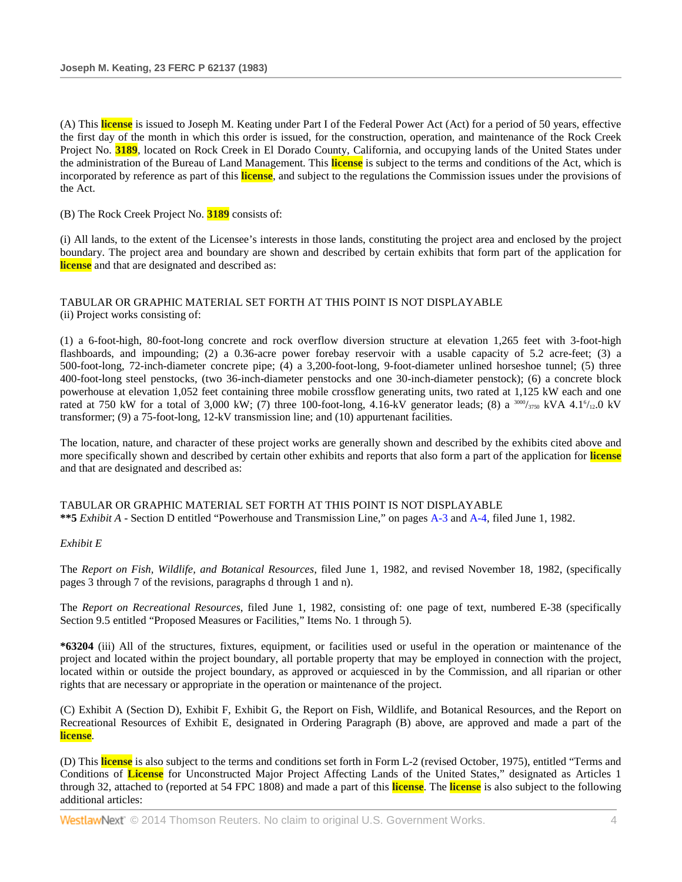(A) This **license** is issued to Joseph M. Keating under Part I of the Federal Power Act (Act) for a period of 50 years, effective the first day of the month in which this order is issued, for the construction, operation, and maintenance of the Rock Creek Project No. **3189**, located on Rock Creek in El Dorado County, California, and occupying lands of the United States under the administration of the Bureau of Land Management. This **license** is subject to the terms and conditions of the Act, which is incorporated by reference as part of this **license**, and subject to the regulations the Commission issues under the provisions of the Act.

(B) The Rock Creek Project No. **3189** consists of:

(i) All lands, to the extent of the Licensee's interests in those lands, constituting the project area and enclosed by the project boundary. The project area and boundary are shown and described by certain exhibits that form part of the application for **license** and that are designated and described as:

TABULAR OR GRAPHIC MATERIAL SET FORTH AT THIS POINT IS NOT DISPLAYABLE
(ii) Project works consisting of:

(1) a 6-foot-high, 80-foot-long concrete and rock overflow diversion structure at elevation 1,265 feet with 3-foot-high flashboards, and impounding; (2) a 0.36-acre power forebay reservoir with a usable capacity of 5.2 acre-feet; (3) a 500-foot-long, 72-inch-diameter concrete pipe; (4) a 3,200-foot-long, 9-foot-diameter unlined horseshoe tunnel; (5) three 400-foot-long steel penstocks, (two 36-inch-diameter penstocks and one 30-inch-diameter penstock); (6) a concrete block powerhouse at elevation 1,052 feet containing three mobile crossflow generating units, two rated at 1,125 kW each and one rated at 750 kW for a total of 3,000 kW; (7) three 100-foot-long, 4.16-kV generator leads; (8) a $^{3000}/_{3750}$ kVA 4.1$^{6}/_{12}$.0 kV transformer; (9) a 75-foot-long, 12-kV transmission line; and (10) appurtenant facilities.

The location, nature, and character of these project works are generally shown and described by the exhibits cited above and more specifically shown and described by certain other exhibits and reports that also form a part of the application for **license** and that are designated and described as:

TABULAR OR GRAPHIC MATERIAL SET FORTH AT THIS POINT IS NOT DISPLAYABLE
**\*\*5** *Exhibit A* - Section D entitled "Powerhouse and Transmission Line," on pages A-3 and A-4, filed June 1, 1982.

*Exhibit E*

The *Report on Fish, Wildlife, and Botanical Resources*, filed June 1, 1982, and revised November 18, 1982, (specifically pages 3 through 7 of the revisions, paragraphs d through 1 and n).

The *Report on Recreational Resources*, filed June 1, 1982, consisting of: one page of text, numbered E-38 (specifically Section 9.5 entitled "Proposed Measures or Facilities," Items No. 1 through 5).

**\*63204** (iii) All of the structures, fixtures, equipment, or facilities used or useful in the operation or maintenance of the project and located within the project boundary, all portable property that may be employed in connection with the project, located within or outside the project boundary, as approved or acquiesced in by the Commission, and all riparian or other rights that are necessary or appropriate in the operation or maintenance of the project.

(C) Exhibit A (Section D), Exhibit F, Exhibit G, the Report on Fish, Wildlife, and Botanical Resources, and the Report on Recreational Resources of Exhibit E, designated in Ordering Paragraph (B) above, are approved and made a part of the **license**.

(D) This **license** is also subject to the terms and conditions set forth in Form L-2 (revised October, 1975), entitled "Terms and Conditions of **License** for Unconstructed Major Project Affecting Lands of the United States," designated as Articles 1 through 32, attached to (reported at 54 FPC 1808) and made a part of this **license**. The **license** is also subject to the following additional articles: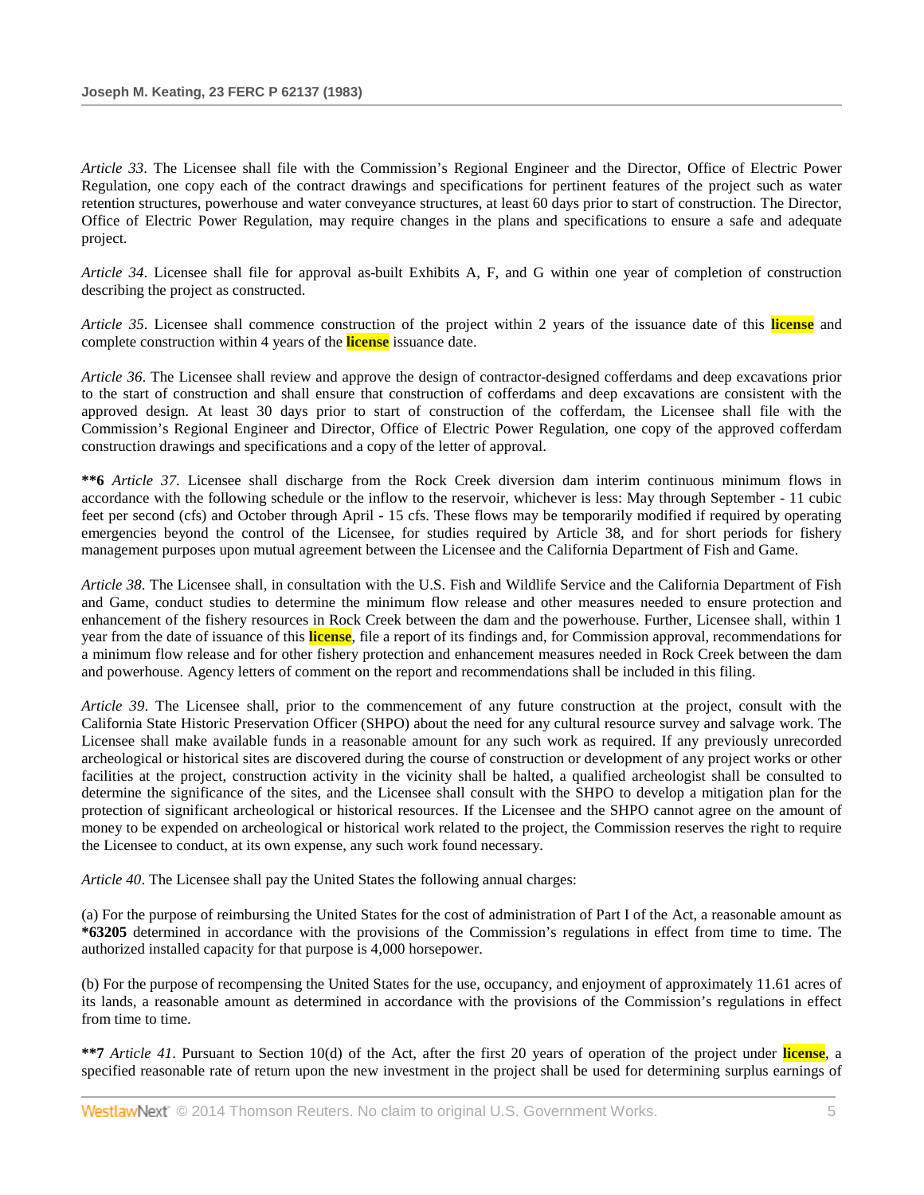*Article 33*. The Licensee shall file with the Commission's Regional Engineer and the Director, Office of Electric Power Regulation, one copy each of the contract drawings and specifications for pertinent features of the project such as water retention structures, powerhouse and water conveyance structures, at least 60 days prior to start of construction. The Director, Office of Electric Power Regulation, may require changes in the plans and specifications to ensure a safe and adequate project.

*Article 34*. Licensee shall file for approval as-built Exhibits A, F, and G within one year of completion of construction describing the project as constructed.

*Article 35*. Licensee shall commence construction of the project within 2 years of the issuance date of this **license** and complete construction within 4 years of the **license** issuance date.

*Article 36*. The Licensee shall review and approve the design of contractor-designed cofferdams and deep excavations prior to the start of construction and shall ensure that construction of cofferdams and deep excavations are consistent with the approved design. At least 30 days prior to start of construction of the cofferdam, the Licensee shall file with the Commission's Regional Engineer and Director, Office of Electric Power Regulation, one copy of the approved cofferdam construction drawings and specifications and a copy of the letter of approval.

**\*\*6** *Article 37*. Licensee shall discharge from the Rock Creek diversion dam interim continuous minimum flows in accordance with the following schedule or the inflow to the reservoir, whichever is less: May through September - 11 cubic feet per second (cfs) and October through April - 15 cfs. These flows may be temporarily modified if required by operating emergencies beyond the control of the Licensee, for studies required by Article 38, and for short periods for fishery management purposes upon mutual agreement between the Licensee and the California Department of Fish and Game.

*Article 38*. The Licensee shall, in consultation with the U.S. Fish and Wildlife Service and the California Department of Fish and Game, conduct studies to determine the minimum flow release and other measures needed to ensure protection and enhancement of the fishery resources in Rock Creek between the dam and the powerhouse. Further, Licensee shall, within 1 year from the date of issuance of this **license**, file a report of its findings and, for Commission approval, recommendations for a minimum flow release and for other fishery protection and enhancement measures needed in Rock Creek between the dam and powerhouse. Agency letters of comment on the report and recommendations shall be included in this filing.

*Article 39*. The Licensee shall, prior to the commencement of any future construction at the project, consult with the California State Historic Preservation Officer (SHPO) about the need for any cultural resource survey and salvage work. The Licensee shall make available funds in a reasonable amount for any such work as required. If any previously unrecorded archeological or historical sites are discovered during the course of construction or development of any project works or other facilities at the project, construction activity in the vicinity shall be halted, a qualified archeologist shall be consulted to determine the significance of the sites, and the Licensee shall consult with the SHPO to develop a mitigation plan for the protection of significant archeological or historical resources. If the Licensee and the SHPO cannot agree on the amount of money to be expended on archeological or historical work related to the project, the Commission reserves the right to require the Licensee to conduct, at its own expense, any such work found necessary.

*Article 40*. The Licensee shall pay the United States the following annual charges:

(a) For the purpose of reimbursing the United States for the cost of administration of Part I of the Act, a reasonable amount as **\*63205** determined in accordance with the provisions of the Commission's regulations in effect from time to time. The authorized installed capacity for that purpose is 4,000 horsepower.

(b) For the purpose of recompensing the United States for the use, occupancy, and enjoyment of approximately 11.61 acres of its lands, a reasonable amount as determined in accordance with the provisions of the Commission's regulations in effect from time to time.

**\*\*7** *Article 41*. Pursuant to Section 10(d) of the Act, after the first 20 years of operation of the project under **license**, a specified reasonable rate of return upon the new investment in the project shall be used for determining surplus earnings of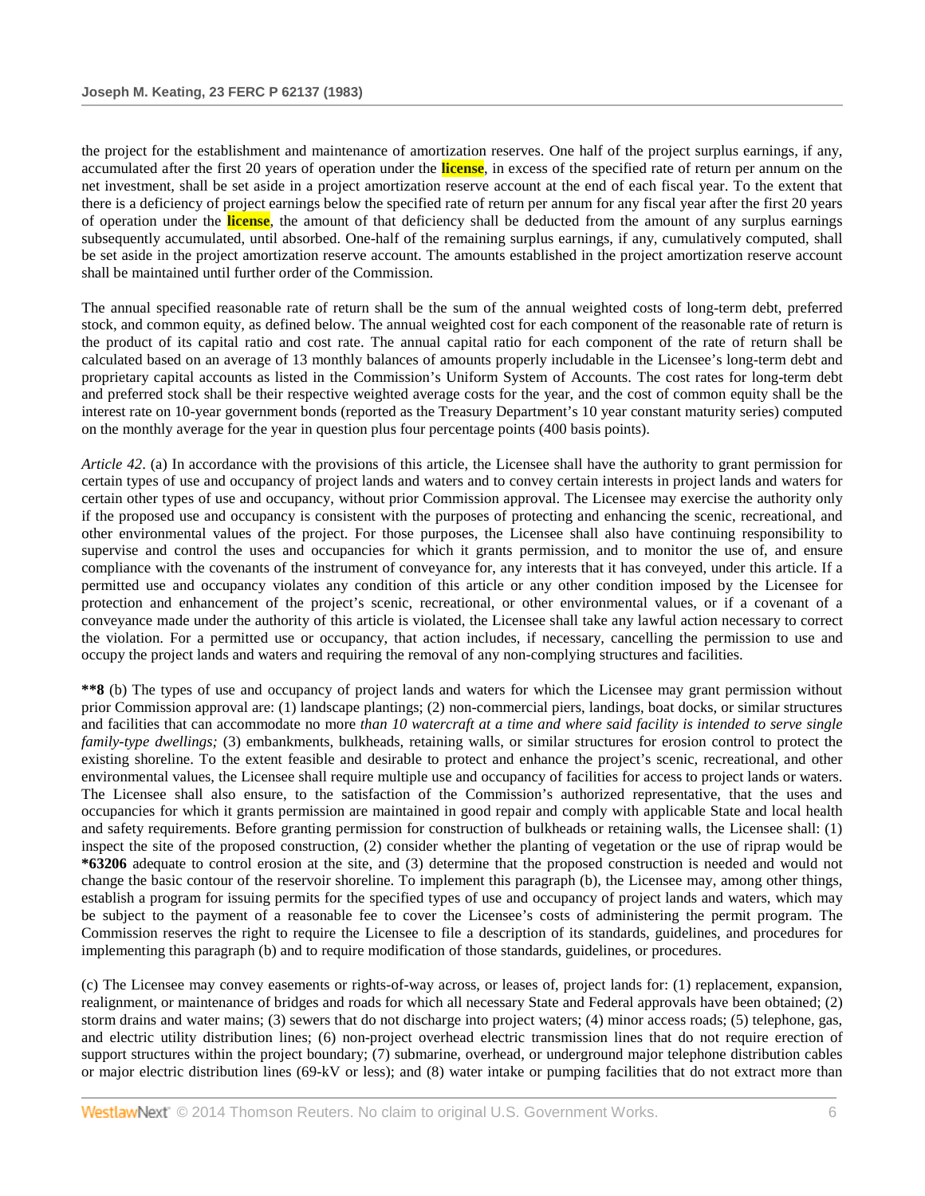the project for the establishment and maintenance of amortization reserves. One half of the project surplus earnings, if any, accumulated after the first 20 years of operation under the **license**, in excess of the specified rate of return per annum on the net investment, shall be set aside in a project amortization reserve account at the end of each fiscal year. To the extent that there is a deficiency of project earnings below the specified rate of return per annum for any fiscal year after the first 20 years of operation under the **license**, the amount of that deficiency shall be deducted from the amount of any surplus earnings subsequently accumulated, until absorbed. One-half of the remaining surplus earnings, if any, cumulatively computed, shall be set aside in the project amortization reserve account. The amounts established in the project amortization reserve account shall be maintained until further order of the Commission.

The annual specified reasonable rate of return shall be the sum of the annual weighted costs of long-term debt, preferred stock, and common equity, as defined below. The annual weighted cost for each component of the reasonable rate of return is the product of its capital ratio and cost rate. The annual capital ratio for each component of the rate of return shall be calculated based on an average of 13 monthly balances of amounts properly includable in the Licensee's long-term debt and proprietary capital accounts as listed in the Commission's Uniform System of Accounts. The cost rates for long-term debt and preferred stock shall be their respective weighted average costs for the year, and the cost of common equity shall be the interest rate on 10-year government bonds (reported as the Treasury Department's 10 year constant maturity series) computed on the monthly average for the year in question plus four percentage points (400 basis points).

*Article 42*. (a) In accordance with the provisions of this article, the Licensee shall have the authority to grant permission for certain types of use and occupancy of project lands and waters and to convey certain interests in project lands and waters for certain other types of use and occupancy, without prior Commission approval. The Licensee may exercise the authority only if the proposed use and occupancy is consistent with the purposes of protecting and enhancing the scenic, recreational, and other environmental values of the project. For those purposes, the Licensee shall also have continuing responsibility to supervise and control the uses and occupancies for which it grants permission, and to monitor the use of, and ensure compliance with the covenants of the instrument of conveyance for, any interests that it has conveyed, under this article. If a permitted use and occupancy violates any condition of this article or any other condition imposed by the Licensee for protection and enhancement of the project's scenic, recreational, or other environmental values, or if a covenant of a conveyance made under the authority of this article is violated, the Licensee shall take any lawful action necessary to correct the violation. For a permitted use or occupancy, that action includes, if necessary, cancelling the permission to use and occupy the project lands and waters and requiring the removal of any non-complying structures and facilities.

**\*\*8** (b) The types of use and occupancy of project lands and waters for which the Licensee may grant permission without prior Commission approval are: (1) landscape plantings; (2) non-commercial piers, landings, boat docks, or similar structures and facilities that can accommodate no more *than 10 watercraft at a time and where said facility is intended to serve single family-type dwellings;* (3) embankments, bulkheads, retaining walls, or similar structures for erosion control to protect the existing shoreline. To the extent feasible and desirable to protect and enhance the project's scenic, recreational, and other environmental values, the Licensee shall require multiple use and occupancy of facilities for access to project lands or waters. The Licensee shall also ensure, to the satisfaction of the Commission's authorized representative, that the uses and occupancies for which it grants permission are maintained in good repair and comply with applicable State and local health and safety requirements. Before granting permission for construction of bulkheads or retaining walls, the Licensee shall: (1) inspect the site of the proposed construction, (2) consider whether the planting of vegetation or the use of riprap would be **\*63206** adequate to control erosion at the site, and (3) determine that the proposed construction is needed and would not change the basic contour of the reservoir shoreline. To implement this paragraph (b), the Licensee may, among other things, establish a program for issuing permits for the specified types of use and occupancy of project lands and waters, which may be subject to the payment of a reasonable fee to cover the Licensee's costs of administering the permit program. The Commission reserves the right to require the Licensee to file a description of its standards, guidelines, and procedures for implementing this paragraph (b) and to require modification of those standards, guidelines, or procedures.

(c) The Licensee may convey easements or rights-of-way across, or leases of, project lands for: (1) replacement, expansion, realignment, or maintenance of bridges and roads for which all necessary State and Federal approvals have been obtained; (2) storm drains and water mains; (3) sewers that do not discharge into project waters; (4) minor access roads; (5) telephone, gas, and electric utility distribution lines; (6) non-project overhead electric transmission lines that do not require erection of support structures within the project boundary; (7) submarine, overhead, or underground major telephone distribution cables or major electric distribution lines (69-kV or less); and (8) water intake or pumping facilities that do not extract more than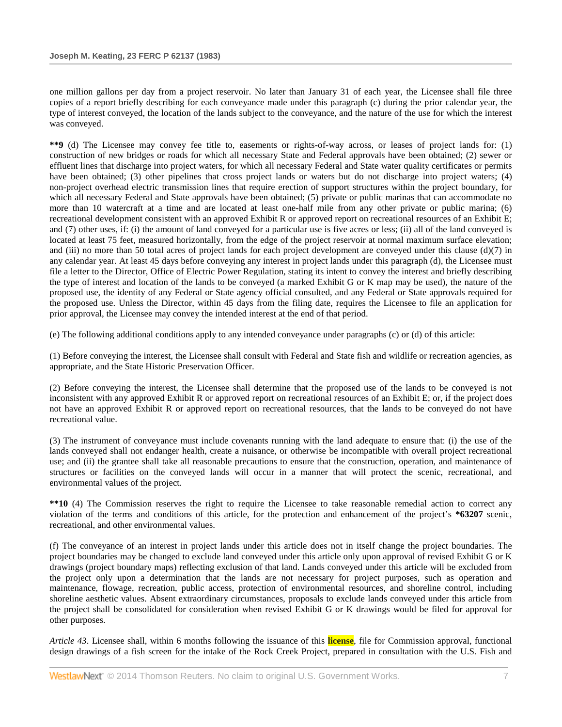one million gallons per day from a project reservoir. No later than January 31 of each year, the Licensee shall file three copies of a report briefly describing for each conveyance made under this paragraph (c) during the prior calendar year, the type of interest conveyed, the location of the lands subject to the conveyance, and the nature of the use for which the interest was conveyed.

**\*\*9** (d) The Licensee may convey fee title to, easements or rights-of-way across, or leases of project lands for: (1) construction of new bridges or roads for which all necessary State and Federal approvals have been obtained; (2) sewer or effluent lines that discharge into project waters, for which all necessary Federal and State water quality certificates or permits have been obtained; (3) other pipelines that cross project lands or waters but do not discharge into project waters; (4) non-project overhead electric transmission lines that require erection of support structures within the project boundary, for which all necessary Federal and State approvals have been obtained; (5) private or public marinas that can accommodate no more than 10 watercraft at a time and are located at least one-half mile from any other private or public marina; (6) recreational development consistent with an approved Exhibit R or approved report on recreational resources of an Exhibit E; and (7) other uses, if: (i) the amount of land conveyed for a particular use is five acres or less; (ii) all of the land conveyed is located at least 75 feet, measured horizontally, from the edge of the project reservoir at normal maximum surface elevation; and (iii) no more than 50 total acres of project lands for each project development are conveyed under this clause (d)(7) in any calendar year. At least 45 days before conveying any interest in project lands under this paragraph (d), the Licensee must file a letter to the Director, Office of Electric Power Regulation, stating its intent to convey the interest and briefly describing the type of interest and location of the lands to be conveyed (a marked Exhibit G or K map may be used), the nature of the proposed use, the identity of any Federal or State agency official consulted, and any Federal or State approvals required for the proposed use. Unless the Director, within 45 days from the filing date, requires the Licensee to file an application for prior approval, the Licensee may convey the intended interest at the end of that period.

(e) The following additional conditions apply to any intended conveyance under paragraphs (c) or (d) of this article:

(1) Before conveying the interest, the Licensee shall consult with Federal and State fish and wildlife or recreation agencies, as appropriate, and the State Historic Preservation Officer.

(2) Before conveying the interest, the Licensee shall determine that the proposed use of the lands to be conveyed is not inconsistent with any approved Exhibit R or approved report on recreational resources of an Exhibit E; or, if the project does not have an approved Exhibit R or approved report on recreational resources, that the lands to be conveyed do not have recreational value.

(3) The instrument of conveyance must include covenants running with the land adequate to ensure that: (i) the use of the lands conveyed shall not endanger health, create a nuisance, or otherwise be incompatible with overall project recreational use; and (ii) the grantee shall take all reasonable precautions to ensure that the construction, operation, and maintenance of structures or facilities on the conveyed lands will occur in a manner that will protect the scenic, recreational, and environmental values of the project.

**\*\*10** (4) The Commission reserves the right to require the Licensee to take reasonable remedial action to correct any violation of the terms and conditions of this article, for the protection and enhancement of the project's **\*63207** scenic, recreational, and other environmental values.

(f) The conveyance of an interest in project lands under this article does not in itself change the project boundaries. The project boundaries may be changed to exclude land conveyed under this article only upon approval of revised Exhibit G or K drawings (project boundary maps) reflecting exclusion of that land. Lands conveyed under this article will be excluded from the project only upon a determination that the lands are not necessary for project purposes, such as operation and maintenance, flowage, recreation, public access, protection of environmental resources, and shoreline control, including shoreline aesthetic values. Absent extraordinary circumstances, proposals to exclude lands conveyed under this article from the project shall be consolidated for consideration when revised Exhibit G or K drawings would be filed for approval for other purposes.

*Article 43*. Licensee shall, within 6 months following the issuance of this license, file for Commission approval, functional design drawings of a fish screen for the intake of the Rock Creek Project, prepared in consultation with the U.S. Fish and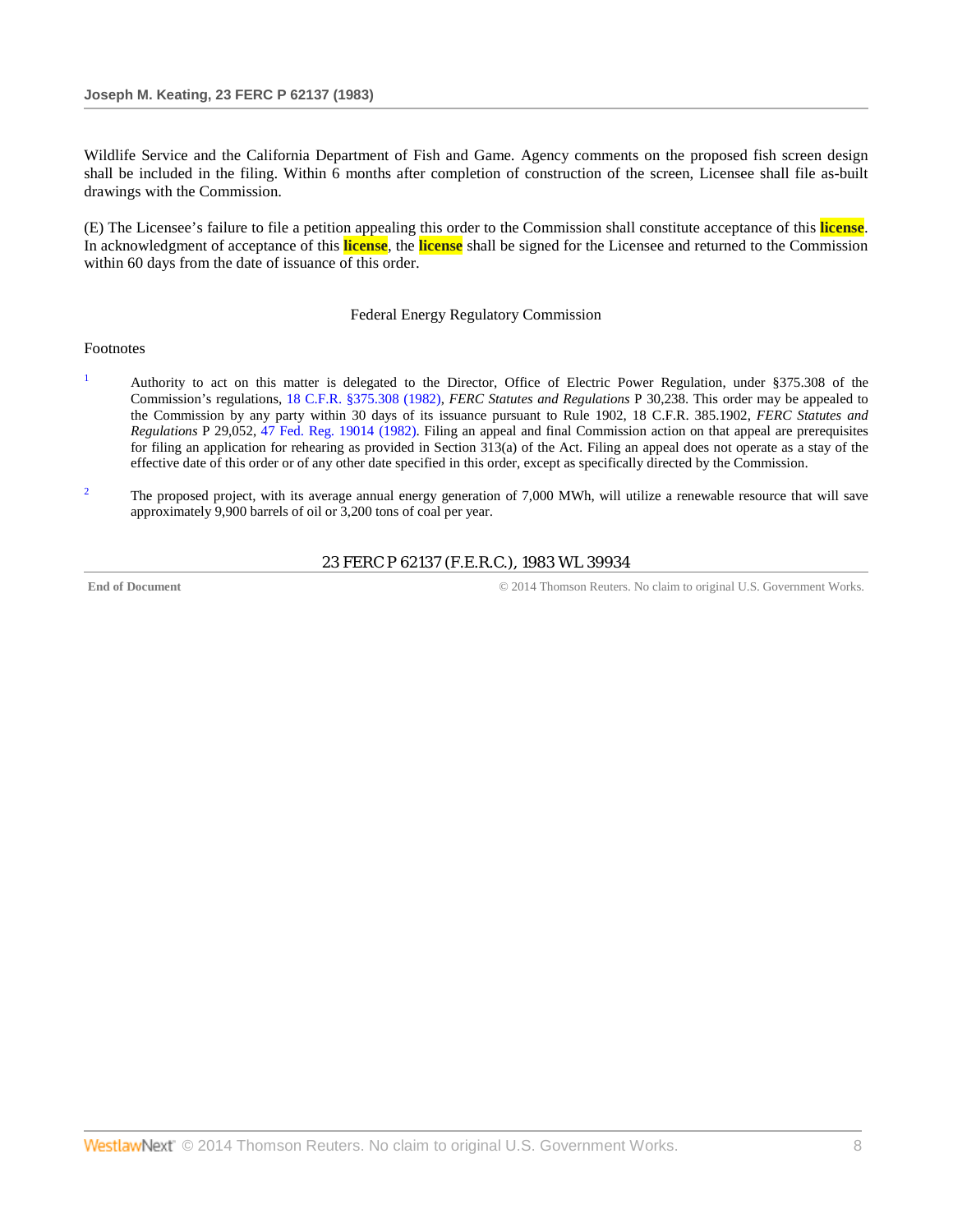Wildlife Service and the California Department of Fish and Game. Agency comments on the proposed fish screen design shall be included in the filing. Within 6 months after completion of construction of the screen, Licensee shall file as-built drawings with the Commission.

(E) The Licensee's failure to file a petition appealing this order to the Commission shall constitute acceptance of this **license**. In acknowledgment of acceptance of this **license**, the **license** shall be signed for the Licensee and returned to the Commission within 60 days from the date of issuance of this order.

Federal Energy Regulatory Commission

Footnotes

1. Authority to act on this matter is delegated to the Director, Office of Electric Power Regulation, under §375.308 of the Commission's regulations, 18 C.F.R. §375.308 (1982), *FERC Statutes and Regulations* P 30,238. This order may be appealed to the Commission by any party within 30 days of its issuance pursuant to Rule 1902, 18 C.F.R. 385.1902, *FERC Statutes and Regulations* P 29,052, 47 Fed. Reg. 19014 (1982). Filing an appeal and final Commission action on that appeal are prerequisites for filing an application for rehearing as provided in Section 313(a) of the Act. Filing an appeal does not operate as a stay of the effective date of this order or of any other date specified in this order, except as specifically directed by the Commission.

2. The proposed project, with its average annual energy generation of 7,000 MWh, will utilize a renewable resource that will save approximately 9,900 barrels of oil or 3,200 tons of coal per year.

23 FERC P 62137 (F.E.R.C.), 1983 WL 39934

End of Document © 2014 Thomson Reuters. No claim to original U.S. Government Works.